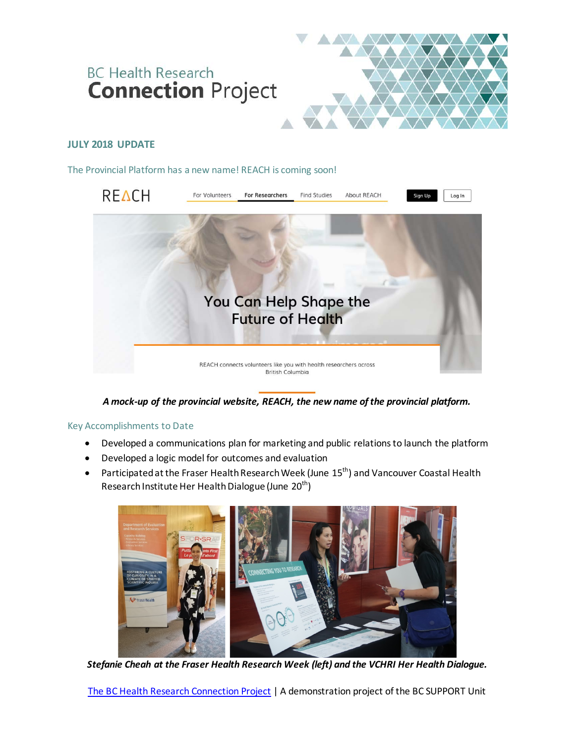# BC Health Research **Connection** Project

## JULY 2018 UPDATE

### The Provincial Platform has a new name! REACH is coming soon!

***A mock-up of the provincial website, REACH, the new name of the provincial platform.***

### Key Accomplishments to Date

- Developed a communications plan for marketing and public relations to launch the platform
- Developed a logic model for outcomes and evaluation
- Participated at the Fraser Health Research Week (June 15th) and Vancouver Coastal Health Research Institute Her Health Dialogue (June 20th)

***Stefanie Cheah at the Fraser Health Research Week (left) and the VCHRI Her Health Dialogue.***

[The BC Health Research Connection Project](#) | A demonstration project of the BC SUPPORT Unit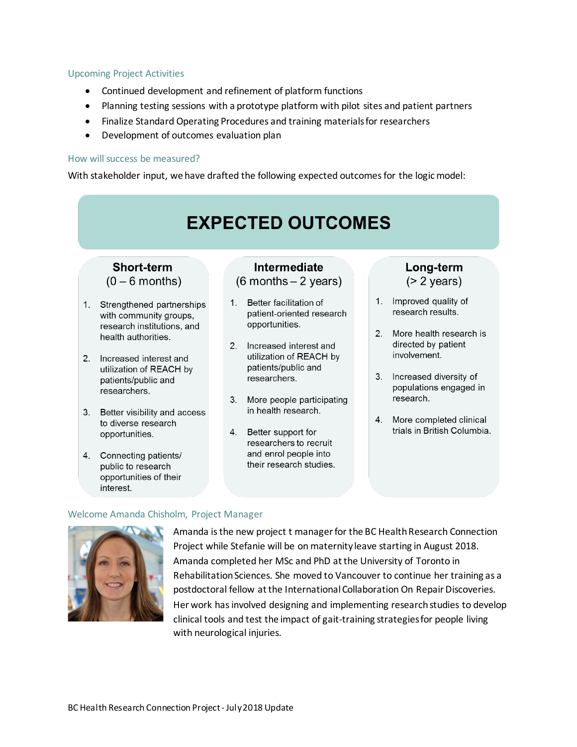### Upcoming Project Activities

- Continued development and refinement of platform functions
- Planning testing sessions with a prototype platform with pilot sites and patient partners
- Finalize Standard Operating Procedures and training materials for researchers
- Development of outcomes evaluation plan

### How will success be measured?

With stakeholder input, we have drafted the following expected outcomes for the logic model:

## EXPECTED OUTCOMES

**Short-term (0 – 6 months)**

1. Strengthened partnerships with community groups, research institutions, and health authorities.
2. Increased interest and utilization of REACH by patients/public and researchers.
3. Better visibility and access to diverse research opportunities.
4. Connecting patients/ public to research opportunities of their interest.

**Intermediate (6 months – 2 years)**

1. Better facilitation of patient-oriented research opportunities.
2. Increased interest and utilization of REACH by patients/public and researchers.
3. More people participating in health research.
4. Better support for researchers to recruit and enrol people into their research studies.

**Long-term (> 2 years)**

1. Improved quality of research results.
2. More health research is directed by patient involvement.
3. Increased diversity of populations engaged in research.
4. More completed clinical trials in British Columbia.

### Welcome Amanda Chisholm, Project Manager

Amanda is the new project t manager for the BC Health Research Connection Project while Stefanie will be on maternity leave starting in August 2018. Amanda completed her MSc and PhD at the University of Toronto in Rehabilitation Sciences. She moved to Vancouver to continue her training as a postdoctoral fellow at the International Collaboration On Repair Discoveries. Her work has involved designing and implementing research studies to develop clinical tools and test the impact of gait-training strategies for people living with neurological injuries.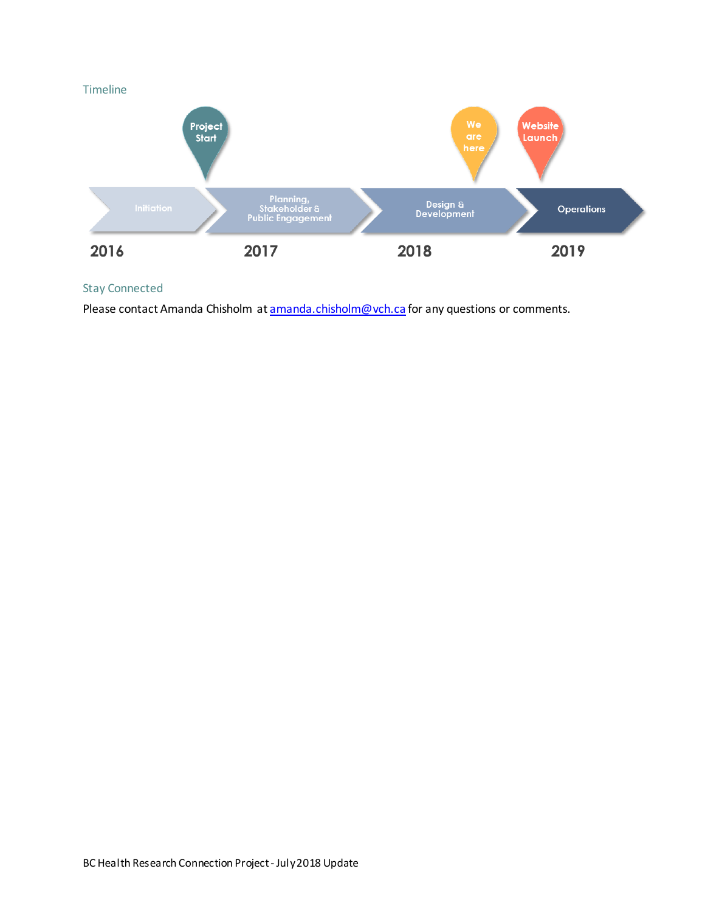## Timeline

Project Start

We are here

Website Launch

Initiation

Planning, Stakeholder & Public Engagement

Design & Development

Operations

2016

2017

2018

2019

## Stay Connected

Please contact Amanda Chisholm at amanda.chisholm@vch.ca for any questions or comments.